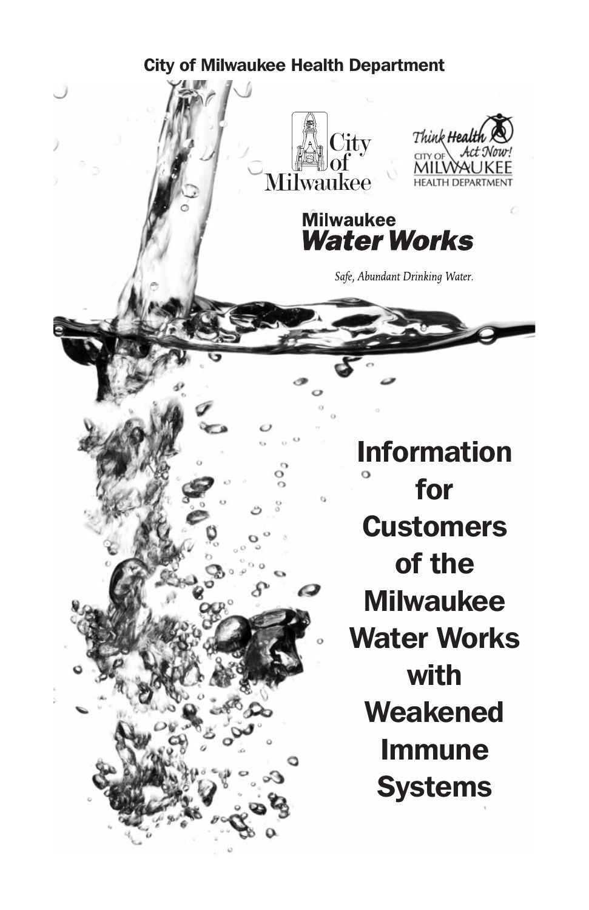**City of Milwaukee Health Department**

City of Milwaukee

Think Health Act Now! CITY OF MILWAUKEE HEALTH DEPARTMENT

**Milwaukee *Water Works***

*Safe, Abundant Drinking Water.*

# Information for Customers of the Milwaukee Water Works with Weakened Immune Systems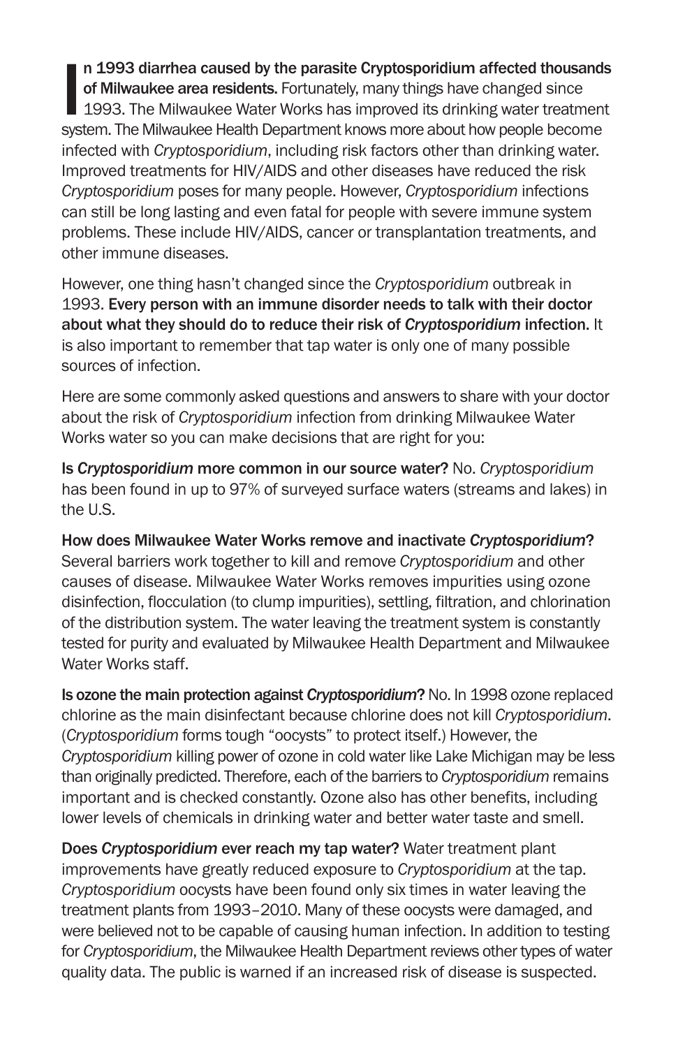**In 1993 diarrhea caused by the parasite Cryptosporidium affected thousands of Milwaukee area residents.** Fortunately, many things have changed since 1993. The Milwaukee Water Works has improved its drinking water treatment system. The Milwaukee Health Department knows more about how people become infected with *Cryptosporidium*, including risk factors other than drinking water. Improved treatments for HIV/AIDS and other diseases have reduced the risk *Cryptosporidium* poses for many people. However, *Cryptosporidium* infections can still be long lasting and even fatal for people with severe immune system problems. These include HIV/AIDS, cancer or transplantation treatments, and other immune diseases.

However, one thing hasn't changed since the *Cryptosporidium* outbreak in 1993. **Every person with an immune disorder needs to talk with their doctor about what they should do to reduce their risk of *Cryptosporidium* infection.** It is also important to remember that tap water is only one of many possible sources of infection.

Here are some commonly asked questions and answers to share with your doctor about the risk of *Cryptosporidium* infection from drinking Milwaukee Water Works water so you can make decisions that are right for you:

**Is *Cryptosporidium* more common in our source water?** No. *Cryptosporidium* has been found in up to 97% of surveyed surface waters (streams and lakes) in the U.S.

**How does Milwaukee Water Works remove and inactivate *Cryptosporidium*?** Several barriers work together to kill and remove *Cryptosporidium* and other causes of disease. Milwaukee Water Works removes impurities using ozone disinfection, flocculation (to clump impurities), settling, filtration, and chlorination of the distribution system. The water leaving the treatment system is constantly tested for purity and evaluated by Milwaukee Health Department and Milwaukee Water Works staff.

**Is ozone the main protection against *Cryptosporidium*?** No. In 1998 ozone replaced chlorine as the main disinfectant because chlorine does not kill *Cryptosporidium*. (*Cryptosporidium* forms tough "oocysts" to protect itself.) However, the *Cryptosporidium* killing power of ozone in cold water like Lake Michigan may be less than originally predicted. Therefore, each of the barriers to *Cryptosporidium* remains important and is checked constantly. Ozone also has other benefits, including lower levels of chemicals in drinking water and better water taste and smell.

**Does *Cryptosporidium* ever reach my tap water?** Water treatment plant improvements have greatly reduced exposure to *Cryptosporidium* at the tap. *Cryptosporidium* oocysts have been found only six times in water leaving the treatment plants from 1993–2010. Many of these oocysts were damaged, and were believed not to be capable of causing human infection. In addition to testing for *Cryptosporidium*, the Milwaukee Health Department reviews other types of water quality data. The public is warned if an increased risk of disease is suspected.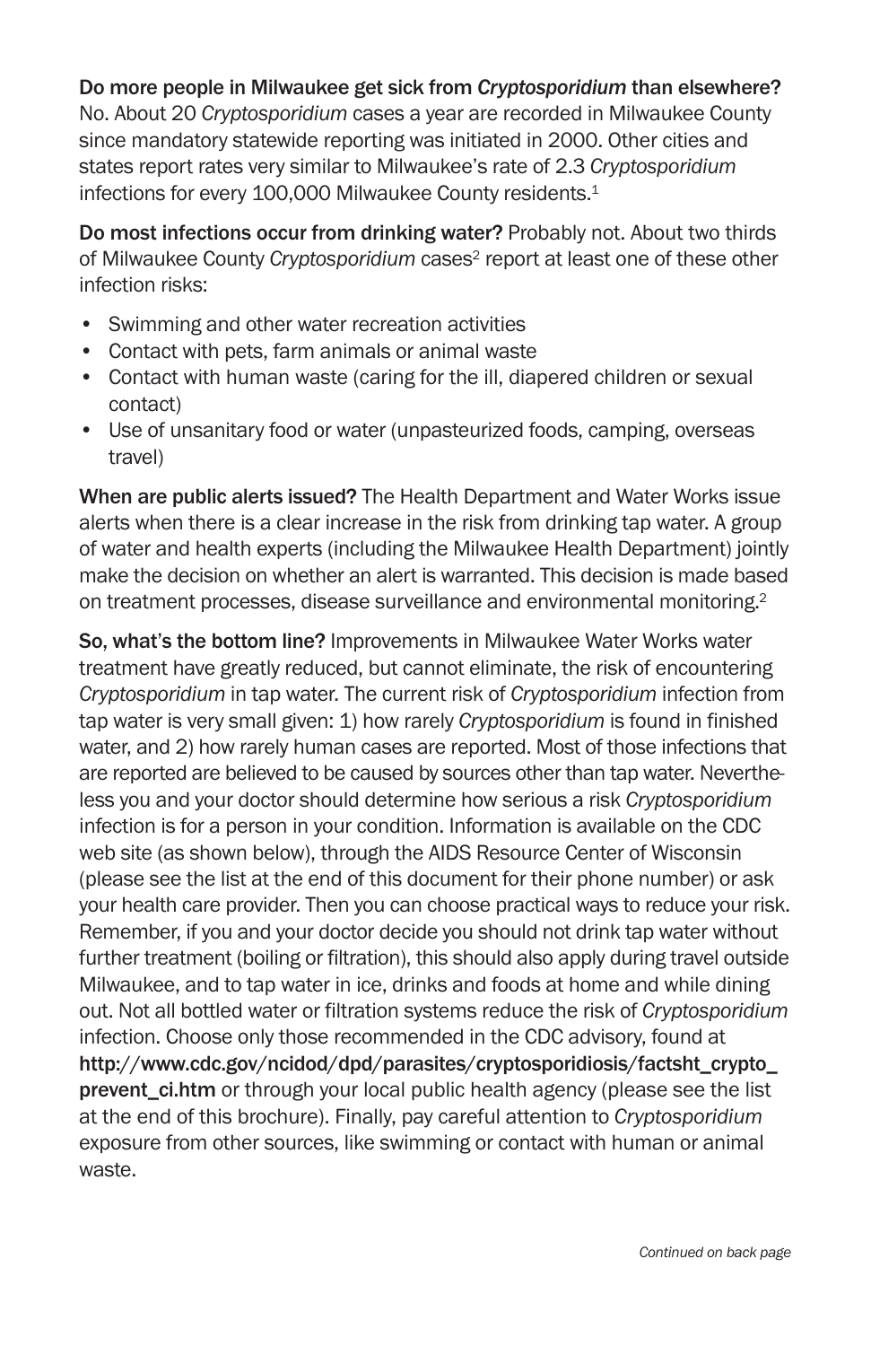**Do more people in Milwaukee get sick from *Cryptosporidium* than elsewhere?** No. About 20 *Cryptosporidium* cases a year are recorded in Milwaukee County since mandatory statewide reporting was initiated in 2000. Other cities and states report rates very similar to Milwaukee's rate of 2.3 *Cryptosporidium* infections for every 100,000 Milwaukee County residents.[1]

**Do most infections occur from drinking water?** Probably not. About two thirds of Milwaukee County *Cryptosporidium* cases[2] report at least one of these other infection risks:

- Swimming and other water recreation activities
- Contact with pets, farm animals or animal waste
- Contact with human waste (caring for the ill, diapered children or sexual contact)
- Use of unsanitary food or water (unpasteurized foods, camping, overseas travel)

**When are public alerts issued?** The Health Department and Water Works issue alerts when there is a clear increase in the risk from drinking tap water. A group of water and health experts (including the Milwaukee Health Department) jointly make the decision on whether an alert is warranted. This decision is made based on treatment processes, disease surveillance and environmental monitoring.[2]

**So, what's the bottom line?** Improvements in Milwaukee Water Works water treatment have greatly reduced, but cannot eliminate, the risk of encountering *Cryptosporidium* in tap water. The current risk of *Cryptosporidium* infection from tap water is very small given: 1) how rarely *Cryptosporidium* is found in finished water, and 2) how rarely human cases are reported. Most of those infections that are reported are believed to be caused by sources other than tap water. Nevertheless you and your doctor should determine how serious a risk *Cryptosporidium* infection is for a person in your condition. Information is available on the CDC web site (as shown below), through the AIDS Resource Center of Wisconsin (please see the list at the end of this document for their phone number) or ask your health care provider. Then you can choose practical ways to reduce your risk. Remember, if you and your doctor decide you should not drink tap water without further treatment (boiling or filtration), this should also apply during travel outside Milwaukee, and to tap water in ice, drinks and foods at home and while dining out. Not all bottled water or filtration systems reduce the risk of *Cryptosporidium* infection. Choose only those recommended in the CDC advisory, found at **http://www.cdc.gov/ncidod/dpd/parasites/cryptosporidiosis/factsht_crypto_prevent_ci.htm** or through your local public health agency (please see the list at the end of this brochure). Finally, pay careful attention to *Cryptosporidium* exposure from other sources, like swimming or contact with human or animal waste.

*Continued on back page*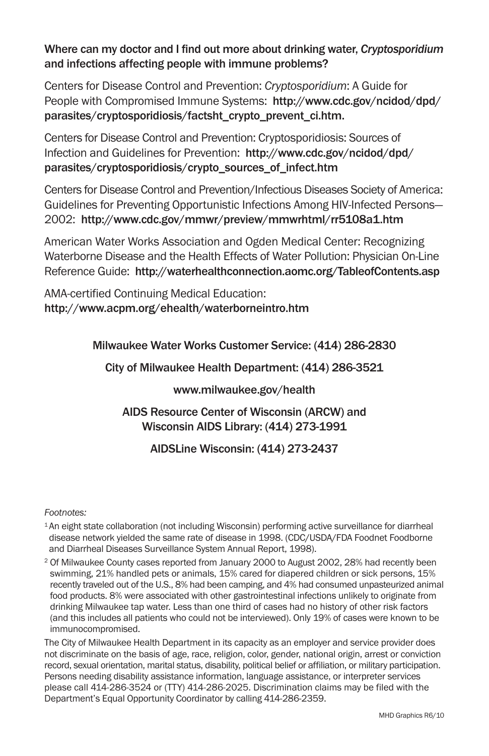**Where can my doctor and I find out more about drinking water, *Cryptosporidium* and infections affecting people with immune problems?**

Centers for Disease Control and Prevention: *Cryptosporidium*: A Guide for People with Compromised Immune Systems: **http://www.cdc.gov/ncidod/dpd/parasites/cryptosporidiosis/factsht_crypto_prevent_ci.htm.**

Centers for Disease Control and Prevention: Cryptosporidiosis: Sources of Infection and Guidelines for Prevention: **http://www.cdc.gov/ncidod/dpd/parasites/cryptosporidiosis/crypto_sources_of_infect.htm**

Centers for Disease Control and Prevention/Infectious Diseases Society of America: Guidelines for Preventing Opportunistic Infections Among HIV-Infected Persons—2002: **http://www.cdc.gov/mmwr/preview/mmwrhtml/rr5108a1.htm**

American Water Works Association and Ogden Medical Center: Recognizing Waterborne Disease and the Health Effects of Water Pollution: Physician On-Line Reference Guide: **http://waterhealthconnection.aomc.org/TableofContents.asp**

AMA-certified Continuing Medical Education:
**http://www.acpm.org/ehealth/waterborneintro.htm**

**Milwaukee Water Works Customer Service: (414) 286-2830**

**City of Milwaukee Health Department: (414) 286-3521**

**www.milwaukee.gov/health**

**AIDS Resource Center of Wisconsin (ARCW) and Wisconsin AIDS Library: (414) 273-1991**

**AIDSLine Wisconsin: (414) 273-2437**

*Footnotes:*

[1] An eight state collaboration (not including Wisconsin) performing active surveillance for diarrheal disease network yielded the same rate of disease in 1998. (CDC/USDA/FDA Foodnet Foodborne and Diarrheal Diseases Surveillance System Annual Report, 1998).

[2] Of Milwaukee County cases reported from January 2000 to August 2002, 28% had recently been swimming, 21% handled pets or animals, 15% cared for diapered children or sick persons, 15% recently traveled out of the U.S., 8% had been camping, and 4% had consumed unpasteurized animal food products. 8% were associated with other gastrointestinal infections unlikely to originate from drinking Milwaukee tap water. Less than one third of cases had no history of other risk factors (and this includes all patients who could not be interviewed). Only 19% of cases were known to be immunocompromised.

The City of Milwaukee Health Department in its capacity as an employer and service provider does not discriminate on the basis of age, race, religion, color, gender, national origin, arrest or conviction record, sexual orientation, marital status, disability, political belief or affiliation, or military participation. Persons needing disability assistance information, language assistance, or interpreter services please call 414-286-3524 or (TTY) 414-286-2025. Discrimination claims may be filed with the Department's Equal Opportunity Coordinator by calling 414-286-2359.

MHD Graphics R6/10